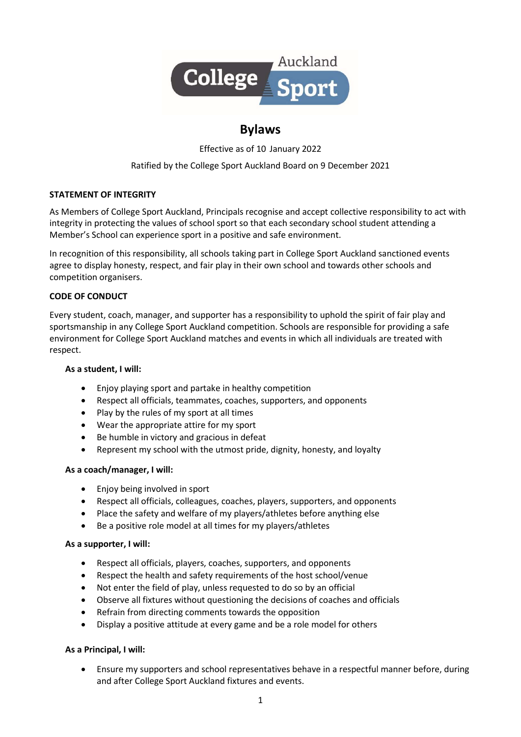# Bylaws

Effective as of 10 January 2022

Ratified by the College Sport Auckland Board on 9 December 2021

**STATEMENT OF INTEGRITY**

As Members of College Sport Auckland, Principals recognise and accept collective responsibility to act with integrity in protecting the values of school sport so that each secondary school student attending a Member's School can experience sport in a positive and safe environment.

In recognition of this responsibility, all schools taking part in College Sport Auckland sanctioned events agree to display honesty, respect, and fair play in their own school and towards other schools and competition organisers.

**CODE OF CONDUCT**

Every student, coach, manager, and supporter has a responsibility to uphold the spirit of fair play and sportsmanship in any College Sport Auckland competition. Schools are responsible for providing a safe environment for College Sport Auckland matches and events in which all individuals are treated with respect.

**As a student, I will:**

- Enjoy playing sport and partake in healthy competition
- Respect all officials, teammates, coaches, supporters, and opponents
- Play by the rules of my sport at all times
- Wear the appropriate attire for my sport
- Be humble in victory and gracious in defeat
- Represent my school with the utmost pride, dignity, honesty, and loyalty

**As a coach/manager, I will:**

- Enjoy being involved in sport
- Respect all officials, colleagues, coaches, players, supporters, and opponents
- Place the safety and welfare of my players/athletes before anything else
- Be a positive role model at all times for my players/athletes

**As a supporter, I will:**

- Respect all officials, players, coaches, supporters, and opponents
- Respect the health and safety requirements of the host school/venue
- Not enter the field of play, unless requested to do so by an official
- Observe all fixtures without questioning the decisions of coaches and officials
- Refrain from directing comments towards the opposition
- Display a positive attitude at every game and be a role model for others

**As a Principal, I will:**

- Ensure my supporters and school representatives behave in a respectful manner before, during and after College Sport Auckland fixtures and events.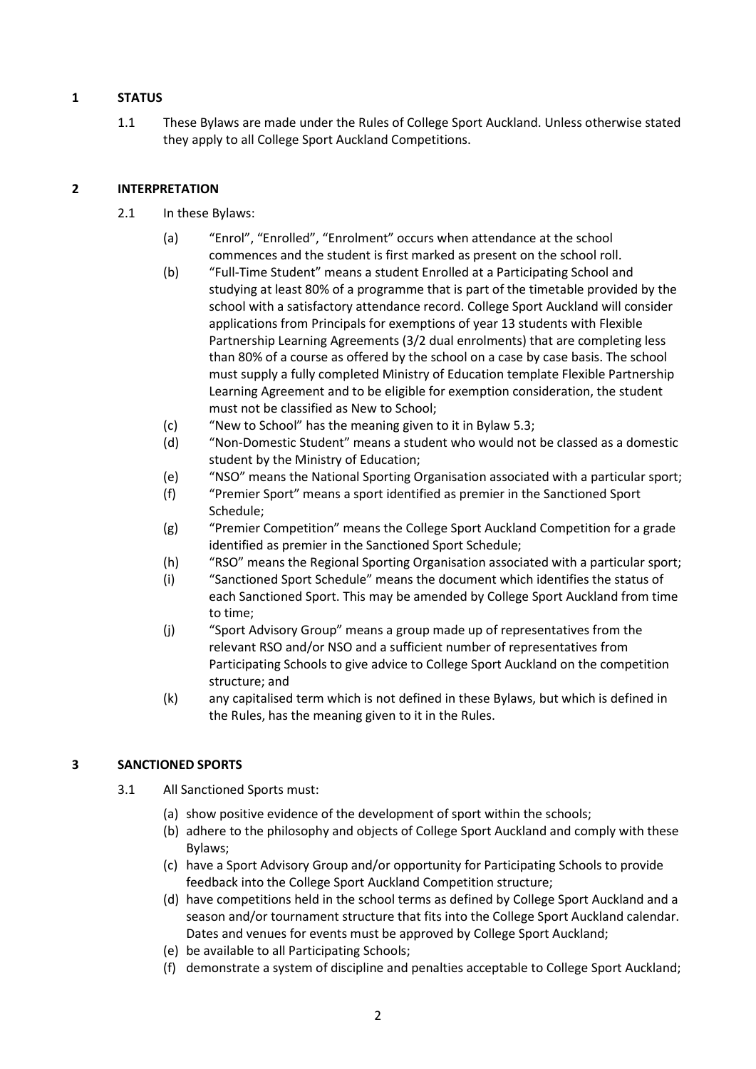## 1 STATUS

1.1 These Bylaws are made under the Rules of College Sport Auckland. Unless otherwise stated they apply to all College Sport Auckland Competitions.

## 2 INTERPRETATION

2.1 In these Bylaws:

- (a) "Enrol", "Enrolled", "Enrolment" occurs when attendance at the school commences and the student is first marked as present on the school roll.
- (b) "Full-Time Student" means a student Enrolled at a Participating School and studying at least 80% of a programme that is part of the timetable provided by the school with a satisfactory attendance record. College Sport Auckland will consider applications from Principals for exemptions of year 13 students with Flexible Partnership Learning Agreements (3/2 dual enrolments) that are completing less than 80% of a course as offered by the school on a case by case basis. The school must supply a fully completed Ministry of Education template Flexible Partnership Learning Agreement and to be eligible for exemption consideration, the student must not be classified as New to School;
- (c) "New to School" has the meaning given to it in Bylaw 5.3;
- (d) "Non-Domestic Student" means a student who would not be classed as a domestic student by the Ministry of Education;
- (e) "NSO" means the National Sporting Organisation associated with a particular sport;
- (f) "Premier Sport" means a sport identified as premier in the Sanctioned Sport Schedule;
- (g) "Premier Competition" means the College Sport Auckland Competition for a grade identified as premier in the Sanctioned Sport Schedule;
- (h) "RSO" means the Regional Sporting Organisation associated with a particular sport;
- (i) "Sanctioned Sport Schedule" means the document which identifies the status of each Sanctioned Sport. This may be amended by College Sport Auckland from time to time;
- (j) "Sport Advisory Group" means a group made up of representatives from the relevant RSO and/or NSO and a sufficient number of representatives from Participating Schools to give advice to College Sport Auckland on the competition structure; and
- (k) any capitalised term which is not defined in these Bylaws, but which is defined in the Rules, has the meaning given to it in the Rules.

## 3 SANCTIONED SPORTS

3.1 All Sanctioned Sports must:

- (a) show positive evidence of the development of sport within the schools;
- (b) adhere to the philosophy and objects of College Sport Auckland and comply with these Bylaws;
- (c) have a Sport Advisory Group and/or opportunity for Participating Schools to provide feedback into the College Sport Auckland Competition structure;
- (d) have competitions held in the school terms as defined by College Sport Auckland and a season and/or tournament structure that fits into the College Sport Auckland calendar. Dates and venues for events must be approved by College Sport Auckland;
- (e) be available to all Participating Schools;
- (f) demonstrate a system of discipline and penalties acceptable to College Sport Auckland;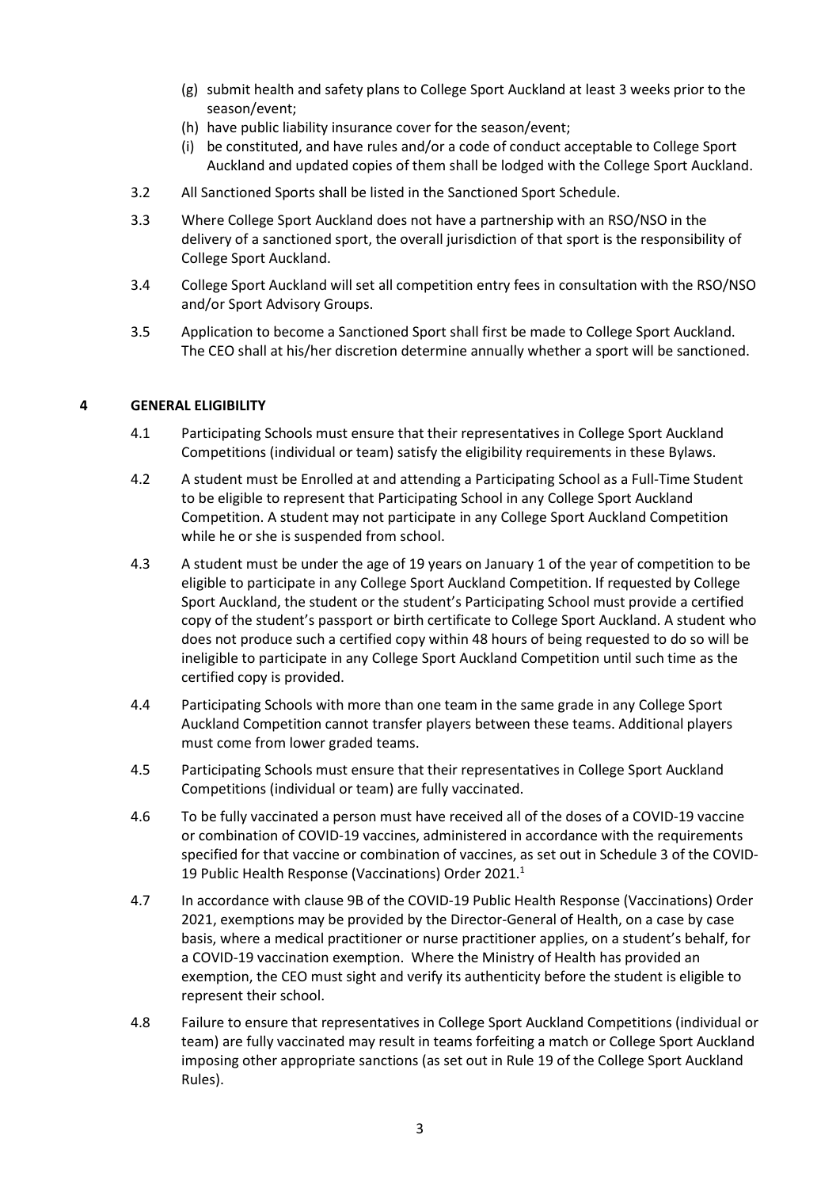(g) submit health and safety plans to College Sport Auckland at least 3 weeks prior to the season/event;

(h) have public liability insurance cover for the season/event;

(i) be constituted, and have rules and/or a code of conduct acceptable to College Sport Auckland and updated copies of them shall be lodged with the College Sport Auckland.

3.2 All Sanctioned Sports shall be listed in the Sanctioned Sport Schedule.

3.3 Where College Sport Auckland does not have a partnership with an RSO/NSO in the delivery of a sanctioned sport, the overall jurisdiction of that sport is the responsibility of College Sport Auckland.

3.4 College Sport Auckland will set all competition entry fees in consultation with the RSO/NSO and/or Sport Advisory Groups.

3.5 Application to become a Sanctioned Sport shall first be made to College Sport Auckland. The CEO shall at his/her discretion determine annually whether a sport will be sanctioned.

## 4 GENERAL ELIGIBILITY

4.1 Participating Schools must ensure that their representatives in College Sport Auckland Competitions (individual or team) satisfy the eligibility requirements in these Bylaws.

4.2 A student must be Enrolled at and attending a Participating School as a Full-Time Student to be eligible to represent that Participating School in any College Sport Auckland Competition. A student may not participate in any College Sport Auckland Competition while he or she is suspended from school.

4.3 A student must be under the age of 19 years on January 1 of the year of competition to be eligible to participate in any College Sport Auckland Competition. If requested by College Sport Auckland, the student or the student's Participating School must provide a certified copy of the student's passport or birth certificate to College Sport Auckland. A student who does not produce such a certified copy within 48 hours of being requested to do so will be ineligible to participate in any College Sport Auckland Competition until such time as the certified copy is provided.

4.4 Participating Schools with more than one team in the same grade in any College Sport Auckland Competition cannot transfer players between these teams. Additional players must come from lower graded teams.

4.5 Participating Schools must ensure that their representatives in College Sport Auckland Competitions (individual or team) are fully vaccinated.

4.6 To be fully vaccinated a person must have received all of the doses of a COVID-19 vaccine or combination of COVID-19 vaccines, administered in accordance with the requirements specified for that vaccine or combination of vaccines, as set out in Schedule 3 of the COVID-19 Public Health Response (Vaccinations) Order 2021.[1]

4.7 In accordance with clause 9B of the COVID-19 Public Health Response (Vaccinations) Order 2021, exemptions may be provided by the Director-General of Health, on a case by case basis, where a medical practitioner or nurse practitioner applies, on a student's behalf, for a COVID-19 vaccination exemption. Where the Ministry of Health has provided an exemption, the CEO must sight and verify its authenticity before the student is eligible to represent their school.

4.8 Failure to ensure that representatives in College Sport Auckland Competitions (individual or team) are fully vaccinated may result in teams forfeiting a match or College Sport Auckland imposing other appropriate sanctions (as set out in Rule 19 of the College Sport Auckland Rules).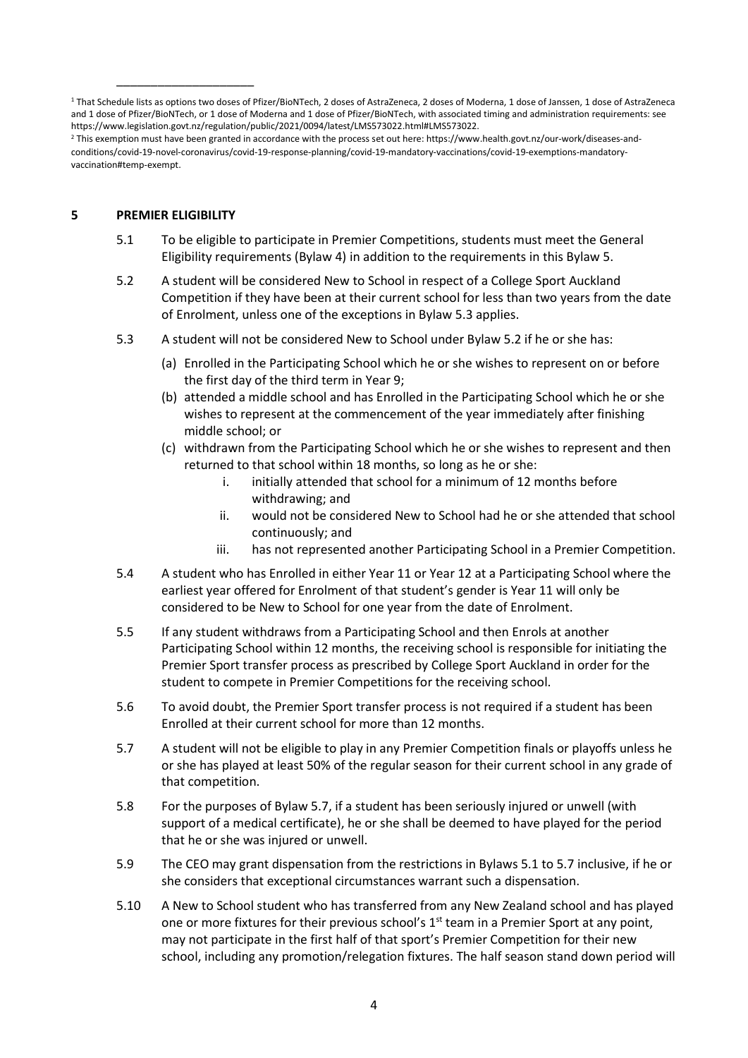[1] That Schedule lists as options two doses of Pfizer/BioNTech, 2 doses of AstraZeneca, 2 doses of Moderna, 1 dose of Janssen, 1 dose of AstraZeneca and 1 dose of Pfizer/BioNTech, or 1 dose of Moderna and 1 dose of Pfizer/BioNTech, with associated timing and administration requirements: see https://www.legislation.govt.nz/regulation/public/2021/0094/latest/LMS573022.html#LMS573022.

[2] This exemption must have been granted in accordance with the process set out here: https://www.health.govt.nz/our-work/diseases-and-conditions/covid-19-novel-coronavirus/covid-19-response-planning/covid-19-mandatory-vaccinations/covid-19-exemptions-mandatory-vaccination#temp-exempt.

## 5 PREMIER ELIGIBILITY

5.1 To be eligible to participate in Premier Competitions, students must meet the General Eligibility requirements (Bylaw 4) in addition to the requirements in this Bylaw 5.

5.2 A student will be considered New to School in respect of a College Sport Auckland Competition if they have been at their current school for less than two years from the date of Enrolment, unless one of the exceptions in Bylaw 5.3 applies.

5.3 A student will not be considered New to School under Bylaw 5.2 if he or she has:

(a) Enrolled in the Participating School which he or she wishes to represent on or before the first day of the third term in Year 9;

(b) attended a middle school and has Enrolled in the Participating School which he or she wishes to represent at the commencement of the year immediately after finishing middle school; or

(c) withdrawn from the Participating School which he or she wishes to represent and then returned to that school within 18 months, so long as he or she:

i. initially attended that school for a minimum of 12 months before withdrawing; and

ii. would not be considered New to School had he or she attended that school continuously; and

iii. has not represented another Participating School in a Premier Competition.

5.4 A student who has Enrolled in either Year 11 or Year 12 at a Participating School where the earliest year offered for Enrolment of that student's gender is Year 11 will only be considered to be New to School for one year from the date of Enrolment.

5.5 If any student withdraws from a Participating School and then Enrols at another Participating School within 12 months, the receiving school is responsible for initiating the Premier Sport transfer process as prescribed by College Sport Auckland in order for the student to compete in Premier Competitions for the receiving school.

5.6 To avoid doubt, the Premier Sport transfer process is not required if a student has been Enrolled at their current school for more than 12 months.

5.7 A student will not be eligible to play in any Premier Competition finals or playoffs unless he or she has played at least 50% of the regular season for their current school in any grade of that competition.

5.8 For the purposes of Bylaw 5.7, if a student has been seriously injured or unwell (with support of a medical certificate), he or she shall be deemed to have played for the period that he or she was injured or unwell.

5.9 The CEO may grant dispensation from the restrictions in Bylaws 5.1 to 5.7 inclusive, if he or she considers that exceptional circumstances warrant such a dispensation.

5.10 A New to School student who has transferred from any New Zealand school and has played one or more fixtures for their previous school's 1st team in a Premier Sport at any point, may not participate in the first half of that sport's Premier Competition for their new school, including any promotion/relegation fixtures. The half season stand down period will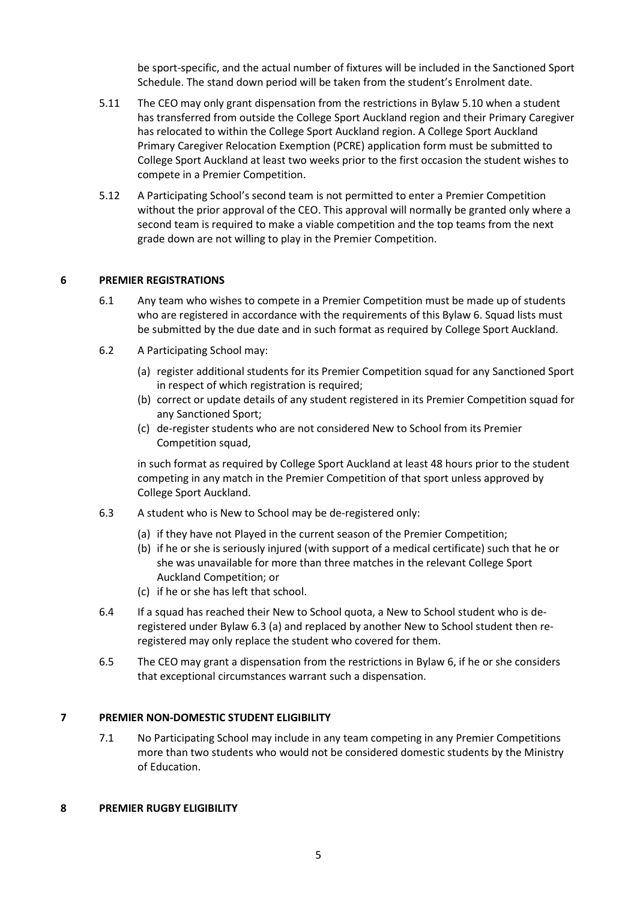be sport-specific, and the actual number of fixtures will be included in the Sanctioned Sport Schedule. The stand down period will be taken from the student's Enrolment date.

5.11 The CEO may only grant dispensation from the restrictions in Bylaw 5.10 when a student has transferred from outside the College Sport Auckland region and their Primary Caregiver has relocated to within the College Sport Auckland region. A College Sport Auckland Primary Caregiver Relocation Exemption (PCRE) application form must be submitted to College Sport Auckland at least two weeks prior to the first occasion the student wishes to compete in a Premier Competition.

5.12 A Participating School's second team is not permitted to enter a Premier Competition without the prior approval of the CEO. This approval will normally be granted only where a second team is required to make a viable competition and the top teams from the next grade down are not willing to play in the Premier Competition.

## 6 PREMIER REGISTRATIONS

6.1 Any team who wishes to compete in a Premier Competition must be made up of students who are registered in accordance with the requirements of this Bylaw 6. Squad lists must be submitted by the due date and in such format as required by College Sport Auckland.

6.2 A Participating School may:

(a) register additional students for its Premier Competition squad for any Sanctioned Sport in respect of which registration is required;
(b) correct or update details of any student registered in its Premier Competition squad for any Sanctioned Sport;
(c) de-register students who are not considered New to School from its Premier Competition squad,

in such format as required by College Sport Auckland at least 48 hours prior to the student competing in any match in the Premier Competition of that sport unless approved by College Sport Auckland.

6.3 A student who is New to School may be de-registered only:

(a) if they have not Played in the current season of the Premier Competition;
(b) if he or she is seriously injured (with support of a medical certificate) such that he or she was unavailable for more than three matches in the relevant College Sport Auckland Competition; or
(c) if he or she has left that school.

6.4 If a squad has reached their New to School quota, a New to School student who is de-registered under Bylaw 6.3 (a) and replaced by another New to School student then re-registered may only replace the student who covered for them.

6.5 The CEO may grant a dispensation from the restrictions in Bylaw 6, if he or she considers that exceptional circumstances warrant such a dispensation.

## 7 PREMIER NON-DOMESTIC STUDENT ELIGIBILITY

7.1 No Participating School may include in any team competing in any Premier Competitions more than two students who would not be considered domestic students by the Ministry of Education.

## 8 PREMIER RUGBY ELIGIBILITY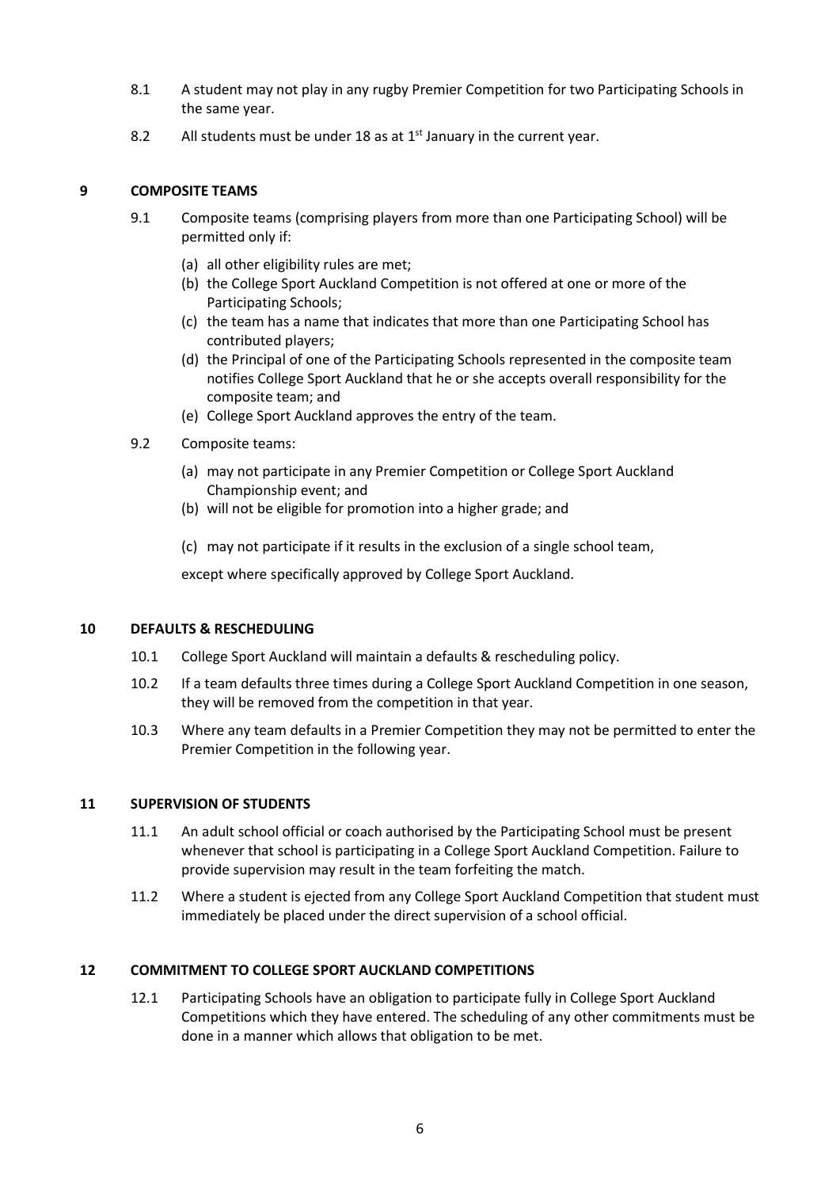8.1 A student may not play in any rugby Premier Competition for two Participating Schools in the same year.

8.2 All students must be under 18 as at 1st January in the current year.

## 9 COMPOSITE TEAMS

9.1 Composite teams (comprising players from more than one Participating School) will be permitted only if:

(a) all other eligibility rules are met;
(b) the College Sport Auckland Competition is not offered at one or more of the Participating Schools;
(c) the team has a name that indicates that more than one Participating School has contributed players;
(d) the Principal of one of the Participating Schools represented in the composite team notifies College Sport Auckland that he or she accepts overall responsibility for the composite team; and
(e) College Sport Auckland approves the entry of the team.

9.2 Composite teams:

(a) may not participate in any Premier Competition or College Sport Auckland Championship event; and
(b) will not be eligible for promotion into a higher grade; and
(c) may not participate if it results in the exclusion of a single school team,

except where specifically approved by College Sport Auckland.

## 10 DEFAULTS & RESCHEDULING

10.1 College Sport Auckland will maintain a defaults & rescheduling policy.

10.2 If a team defaults three times during a College Sport Auckland Competition in one season, they will be removed from the competition in that year.

10.3 Where any team defaults in a Premier Competition they may not be permitted to enter the Premier Competition in the following year.

## 11 SUPERVISION OF STUDENTS

11.1 An adult school official or coach authorised by the Participating School must be present whenever that school is participating in a College Sport Auckland Competition. Failure to provide supervision may result in the team forfeiting the match.

11.2 Where a student is ejected from any College Sport Auckland Competition that student must immediately be placed under the direct supervision of a school official.

## 12 COMMITMENT TO COLLEGE SPORT AUCKLAND COMPETITIONS

12.1 Participating Schools have an obligation to participate fully in College Sport Auckland Competitions which they have entered. The scheduling of any other commitments must be done in a manner which allows that obligation to be met.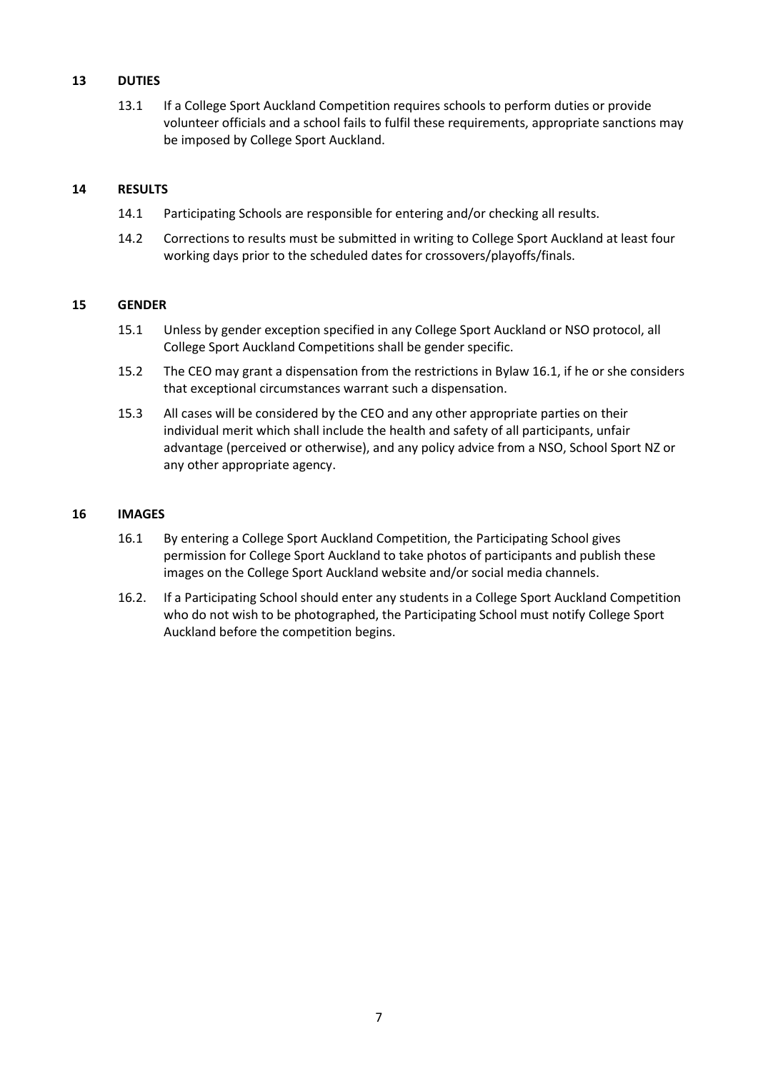## 13 DUTIES

13.1 If a College Sport Auckland Competition requires schools to perform duties or provide volunteer officials and a school fails to fulfil these requirements, appropriate sanctions may be imposed by College Sport Auckland.

## 14 RESULTS

14.1 Participating Schools are responsible for entering and/or checking all results.

14.2 Corrections to results must be submitted in writing to College Sport Auckland at least four working days prior to the scheduled dates for crossovers/playoffs/finals.

## 15 GENDER

15.1 Unless by gender exception specified in any College Sport Auckland or NSO protocol, all College Sport Auckland Competitions shall be gender specific.

15.2 The CEO may grant a dispensation from the restrictions in Bylaw 16.1, if he or she considers that exceptional circumstances warrant such a dispensation.

15.3 All cases will be considered by the CEO and any other appropriate parties on their individual merit which shall include the health and safety of all participants, unfair advantage (perceived or otherwise), and any policy advice from a NSO, School Sport NZ or any other appropriate agency.

## 16 IMAGES

16.1 By entering a College Sport Auckland Competition, the Participating School gives permission for College Sport Auckland to take photos of participants and publish these images on the College Sport Auckland website and/or social media channels.

16.2. If a Participating School should enter any students in a College Sport Auckland Competition who do not wish to be photographed, the Participating School must notify College Sport Auckland before the competition begins.